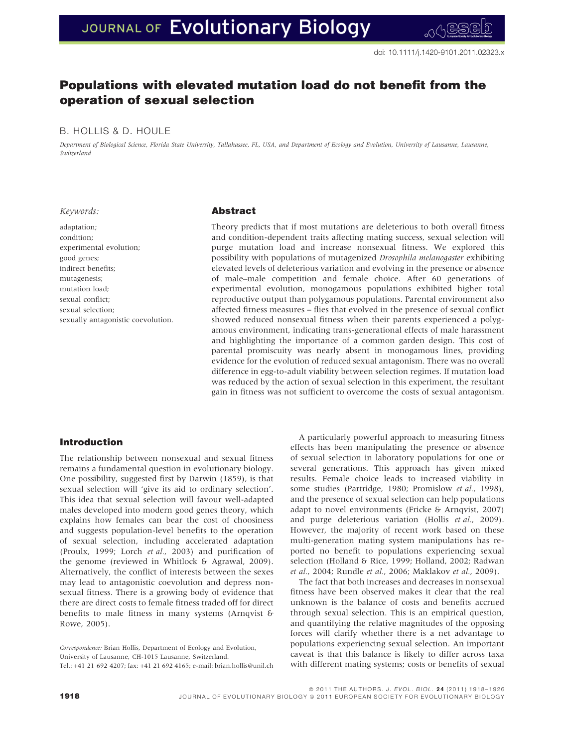doi: 10.1111/j.1420-9101.2011.02323.x

# Populations with elevated mutation load do not benefit from the operation of sexual selection

B. HOLLIS & D. HOULE

*Department of Biological Science, Florida State University, Tallahassee, FL, USA, and Department of Ecology and Evolution, University of Lausanne, Lausanne, Switzerland*

*Keywords:*

adaptation;
condition;
experimental evolution;
good genes;
indirect benefits;
mutagenesis;
mutation load;
sexual conflict;
sexual selection;
sexually antagonistic coevolution.

## Abstract

Theory predicts that if most mutations are deleterious to both overall fitness and condition-dependent traits affecting mating success, sexual selection will purge mutation load and increase nonsexual fitness. We explored this possibility with populations of mutagenized *Drosophila melanogaster* exhibiting elevated levels of deleterious variation and evolving in the presence or absence of male–male competition and female choice. After 60 generations of experimental evolution, monogamous populations exhibited higher total reproductive output than polygamous populations. Parental environment also affected fitness measures – flies that evolved in the presence of sexual conflict showed reduced nonsexual fitness when their parents experienced a polygamous environment, indicating trans-generational effects of male harassment and highlighting the importance of a common garden design. This cost of parental promiscuity was nearly absent in monogamous lines, providing evidence for the evolution of reduced sexual antagonism. There was no overall difference in egg-to-adult viability between selection regimes. If mutation load was reduced by the action of sexual selection in this experiment, the resultant gain in fitness was not sufficient to overcome the costs of sexual antagonism.

## Introduction

The relationship between nonsexual and sexual fitness remains a fundamental question in evolutionary biology. One possibility, suggested first by Darwin (1859), is that sexual selection will 'give its aid to ordinary selection'. This idea that sexual selection will favour well-adapted males developed into modern good genes theory, which explains how females can bear the cost of choosiness and suggests population-level benefits to the operation of sexual selection, including accelerated adaptation (Proulx, 1999; Lorch *et al.*, 2003) and purification of the genome (reviewed in Whitlock & Agrawal, 2009). Alternatively, the conflict of interests between the sexes may lead to antagonistic coevolution and depress nonsexual fitness. There is a growing body of evidence that there are direct costs to female fitness traded off for direct benefits to male fitness in many systems (Arnqvist & Rowe, 2005).

A particularly powerful approach to measuring fitness effects has been manipulating the presence or absence of sexual selection in laboratory populations for one or several generations. This approach has given mixed results. Female choice leads to increased viability in some studies (Partridge, 1980; Promislow *et al.*, 1998), and the presence of sexual selection can help populations adapt to novel environments (Fricke & Arnqvist, 2007) and purge deleterious variation (Hollis *et al.*, 2009). However, the majority of recent work based on these multi-generation mating system manipulations has reported no benefit to populations experiencing sexual selection (Holland & Rice, 1999; Holland, 2002; Radwan *et al.*, 2004; Rundle *et al.*, 2006; Maklakov *et al.*, 2009).

The fact that both increases and decreases in nonsexual fitness have been observed makes it clear that the real unknown is the balance of costs and benefits accrued through sexual selection. This is an empirical question, and quantifying the relative magnitudes of the opposing forces will clarify whether there is a net advantage to populations experiencing sexual selection. An important caveat is that this balance is likely to differ across taxa with different mating systems; costs or benefits of sexual

*Correspondence:* Brian Hollis, Department of Ecology and Evolution, University of Lausanne, CH-1015 Lausanne, Switzerland.
Tel.: +41 21 692 4207; fax: +41 21 692 4165; e-mail: brian.hollis@unil.ch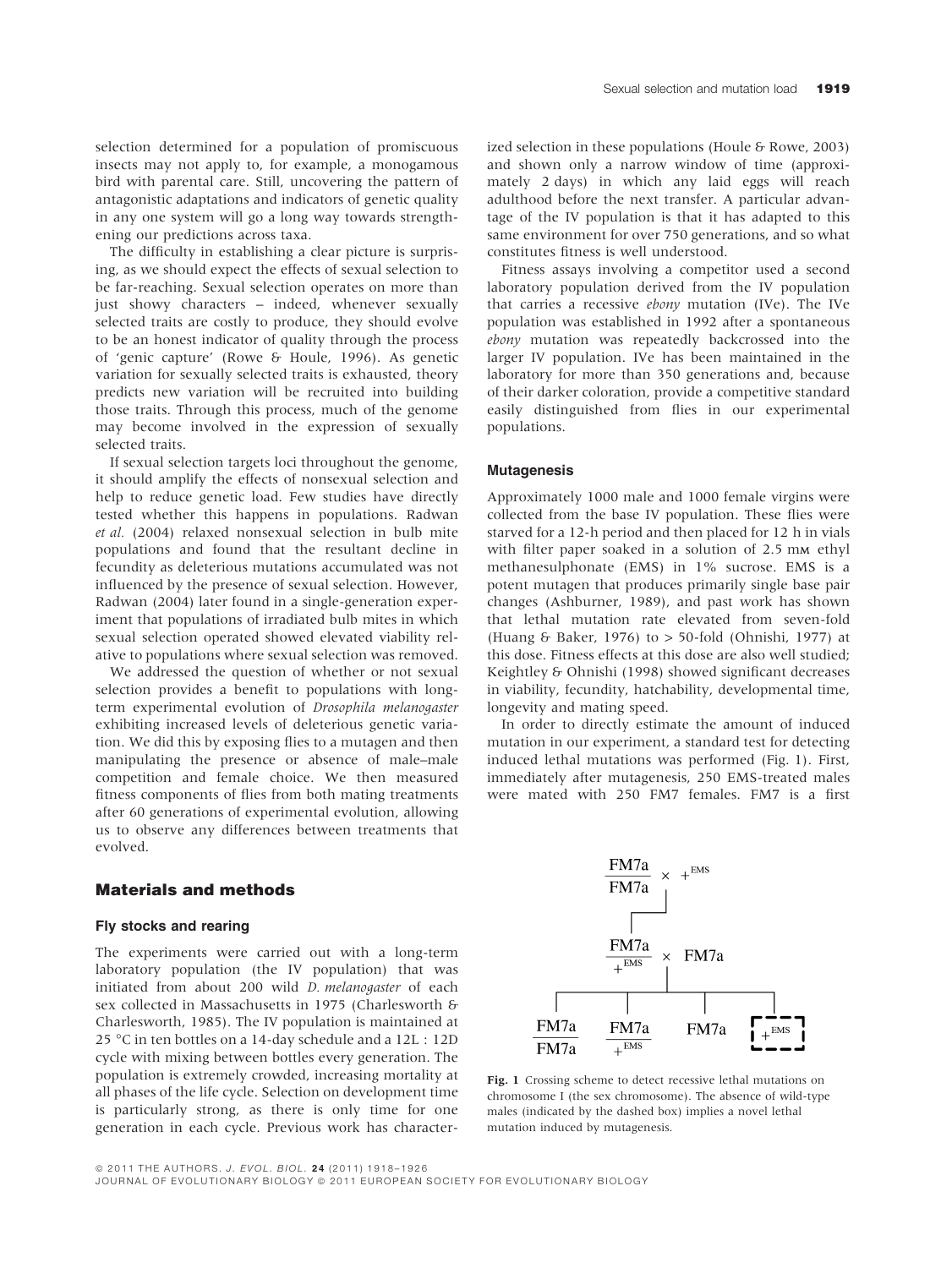selection determined for a population of promiscuous insects may not apply to, for example, a monogamous bird with parental care. Still, uncovering the pattern of antagonistic adaptations and indicators of genetic quality in any one system will go a long way towards strengthening our predictions across taxa.

The difficulty in establishing a clear picture is surprising, as we should expect the effects of sexual selection to be far-reaching. Sexual selection operates on more than just showy characters – indeed, whenever sexually selected traits are costly to produce, they should evolve to be an honest indicator of quality through the process of 'genic capture' (Rowe & Houle, 1996). As genetic variation for sexually selected traits is exhausted, theory predicts new variation will be recruited into building those traits. Through this process, much of the genome may become involved in the expression of sexually selected traits.

If sexual selection targets loci throughout the genome, it should amplify the effects of nonsexual selection and help to reduce genetic load. Few studies have directly tested whether this happens in populations. Radwan *et al.* (2004) relaxed nonsexual selection in bulb mite populations and found that the resultant decline in fecundity as deleterious mutations accumulated was not influenced by the presence of sexual selection. However, Radwan (2004) later found in a single-generation experiment that populations of irradiated bulb mites in which sexual selection operated showed elevated viability relative to populations where sexual selection was removed.

We addressed the question of whether or not sexual selection provides a benefit to populations with long-term experimental evolution of *Drosophila melanogaster* exhibiting increased levels of deleterious genetic variation. We did this by exposing flies to a mutagen and then manipulating the presence or absence of male–male competition and female choice. We then measured fitness components of flies from both mating treatments after 60 generations of experimental evolution, allowing us to observe any differences between treatments that evolved.

## Materials and methods

### Fly stocks and rearing

The experiments were carried out with a long-term laboratory population (the IV population) that was initiated from about 200 wild *D. melanogaster* of each sex collected in Massachusetts in 1975 (Charlesworth & Charlesworth, 1985). The IV population is maintained at 25 °C in ten bottles on a 14-day schedule and a 12L : 12D cycle with mixing between bottles every generation. The population is extremely crowded, increasing mortality at all phases of the life cycle. Selection on development time is particularly strong, as there is only time for one generation in each cycle. Previous work has characterized selection in these populations (Houle & Rowe, 2003) and shown only a narrow window of time (approximately 2 days) in which any laid eggs will reach adulthood before the next transfer. A particular advantage of the IV population is that it has adapted to this same environment for over 750 generations, and so what constitutes fitness is well understood.

Fitness assays involving a competitor used a second laboratory population derived from the IV population that carries a recessive *ebony* mutation (IVe). The IVe population was established in 1992 after a spontaneous *ebony* mutation was repeatedly backcrossed into the larger IV population. IVe has been maintained in the laboratory for more than 350 generations and, because of their darker coloration, provide a competitive standard easily distinguished from flies in our experimental populations.

### Mutagenesis

Approximately 1000 male and 1000 female virgins were collected from the base IV population. These flies were starved for a 12-h period and then placed for 12 h in vials with filter paper soaked in a solution of 2.5 mM ethyl methanesulphonate (EMS) in 1% sucrose. EMS is a potent mutagen that produces primarily single base pair changes (Ashburner, 1989), and past work has shown that lethal mutation rate elevated from seven-fold (Huang & Baker, 1976) to > 50-fold (Ohnishi, 1977) at this dose. Fitness effects at this dose are also well studied; Keightley & Ohnishi (1998) showed significant decreases in viability, fecundity, hatchability, developmental time, longevity and mating speed.

In order to directly estimate the amount of induced mutation in our experiment, a standard test for detecting induced lethal mutations was performed (Fig. 1). First, immediately after mutagenesis, 250 EMS-treated males were mated with 250 FM7 females. FM7 is a first

$$\frac{\text{FM7a}}{\text{FM7a}} \times +^{\text{EMS}}$$

$$\frac{\text{FM7a}}{+^{\text{EMS}}} \times \text{FM7a}$$

$$\frac{\text{FM7a}}{\text{FM7a}} \quad \frac{\text{FM7a}}{+^{\text{EMS}}} \quad \text{FM7a} \quad [+^{\text{EMS}}]$$

**Fig. 1** Crossing scheme to detect recessive lethal mutations on chromosome I (the sex chromosome). The absence of wild-type males (indicated by the dashed box) implies a novel lethal mutation induced by mutagenesis.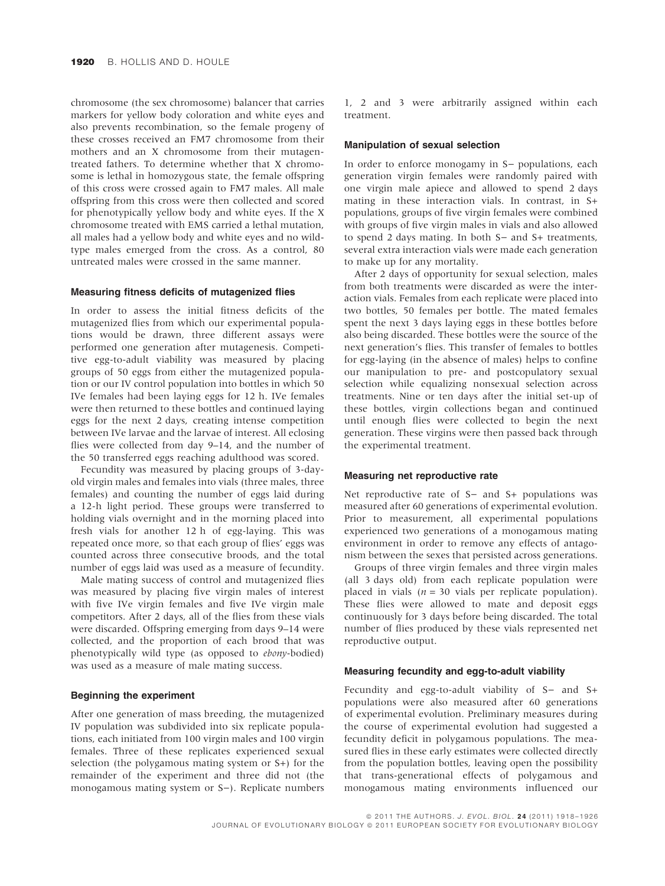chromosome (the sex chromosome) balancer that carries markers for yellow body coloration and white eyes and also prevents recombination, so the female progeny of these crosses received an FM7 chromosome from their mothers and an X chromosome from their mutagen-treated fathers. To determine whether that X chromosome is lethal in homozygous state, the female offspring of this cross were crossed again to FM7 males. All male offspring from this cross were then collected and scored for phenotypically yellow body and white eyes. If the X chromosome treated with EMS carried a lethal mutation, all males had a yellow body and white eyes and no wild-type males emerged from the cross. As a control, 80 untreated males were crossed in the same manner.

### Measuring fitness deficits of mutagenized flies

In order to assess the initial fitness deficits of the mutagenized flies from which our experimental populations would be drawn, three different assays were performed one generation after mutagenesis. Competitive egg-to-adult viability was measured by placing groups of 50 eggs from either the mutagenized population or our IV control population into bottles in which 50 IVe females had been laying eggs for 12 h. IVe females were then returned to these bottles and continued laying eggs for the next 2 days, creating intense competition between IVe larvae and the larvae of interest. All eclosing flies were collected from day 9–14, and the number of the 50 transferred eggs reaching adulthood was scored.

Fecundity was measured by placing groups of 3-day-old virgin males and females into vials (three males, three females) and counting the number of eggs laid during a 12-h light period. These groups were transferred to holding vials overnight and in the morning placed into fresh vials for another 12 h of egg-laying. This was repeated once more, so that each group of flies' eggs was counted across three consecutive broods, and the total number of eggs laid was used as a measure of fecundity.

Male mating success of control and mutagenized flies was measured by placing five virgin males of interest with five IVe virgin females and five IVe virgin male competitors. After 2 days, all of the flies from these vials were discarded. Offspring emerging from days 9–14 were collected, and the proportion of each brood that was phenotypically wild type (as opposed to *ebony*-bodied) was used as a measure of male mating success.

### Beginning the experiment

After one generation of mass breeding, the mutagenized IV population was subdivided into six replicate populations, each initiated from 100 virgin males and 100 virgin females. Three of these replicates experienced sexual selection (the polygamous mating system or S+) for the remainder of the experiment and three did not (the monogamous mating system or S−). Replicate numbers 1, 2 and 3 were arbitrarily assigned within each treatment.

### Manipulation of sexual selection

In order to enforce monogamy in S− populations, each generation virgin females were randomly paired with one virgin male apiece and allowed to spend 2 days mating in these interaction vials. In contrast, in S+ populations, groups of five virgin females were combined with groups of five virgin males in vials and also allowed to spend 2 days mating. In both S− and S+ treatments, several extra interaction vials were made each generation to make up for any mortality.

After 2 days of opportunity for sexual selection, males from both treatments were discarded as were the interaction vials. Females from each replicate were placed into two bottles, 50 females per bottle. The mated females spent the next 3 days laying eggs in these bottles before also being discarded. These bottles were the source of the next generation's flies. This transfer of females to bottles for egg-laying (in the absence of males) helps to confine our manipulation to pre- and postcopulatory sexual selection while equalizing nonsexual selection across treatments. Nine or ten days after the initial set-up of these bottles, virgin collections began and continued until enough flies were collected to begin the next generation. These virgins were then passed back through the experimental treatment.

### Measuring net reproductive rate

Net reproductive rate of S− and S+ populations was measured after 60 generations of experimental evolution. Prior to measurement, all experimental populations experienced two generations of a monogamous mating environment in order to remove any effects of antagonism between the sexes that persisted across generations.

Groups of three virgin females and three virgin males (all 3 days old) from each replicate population were placed in vials ($n = 30$ vials per replicate population). These flies were allowed to mate and deposit eggs continuously for 3 days before being discarded. The total number of flies produced by these vials represented net reproductive output.

### Measuring fecundity and egg-to-adult viability

Fecundity and egg-to-adult viability of S− and S+ populations were also measured after 60 generations of experimental evolution. Preliminary measures during the course of experimental evolution had suggested a fecundity deficit in polygamous populations. The measured flies in these early estimates were collected directly from the population bottles, leaving open the possibility that trans-generational effects of polygamous and monogamous mating environments influenced our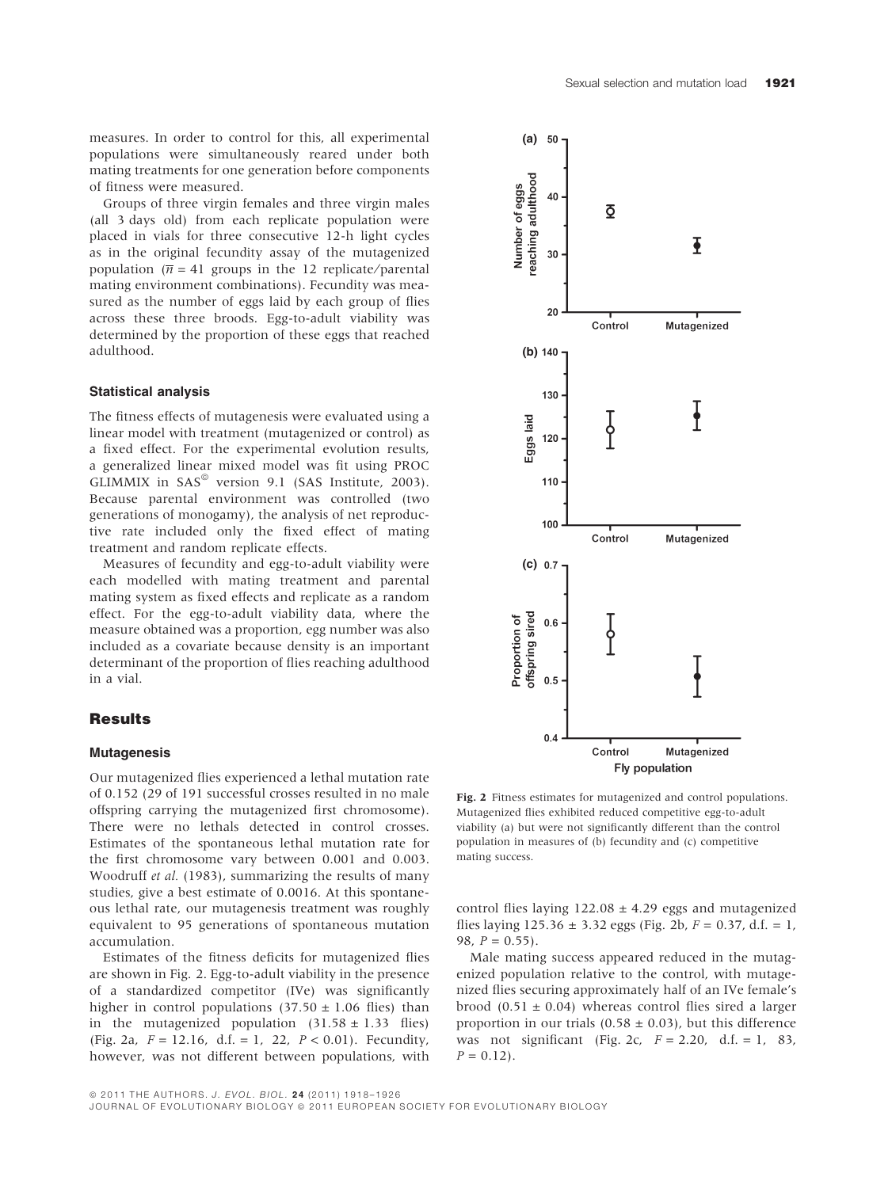measures. In order to control for this, all experimental populations were simultaneously reared under both mating treatments for one generation before components of fitness were measured.

Groups of three virgin females and three virgin males (all 3 days old) from each replicate population were placed in vials for three consecutive 12-h light cycles as in the original fecundity assay of the mutagenized population ($\overline{n} = 41$ groups in the 12 replicate/parental mating environment combinations). Fecundity was measured as the number of eggs laid by each group of flies across these three broods. Egg-to-adult viability was determined by the proportion of these eggs that reached adulthood.

### Statistical analysis

The fitness effects of mutagenesis were evaluated using a linear model with treatment (mutagenized or control) as a fixed effect. For the experimental evolution results, a generalized linear mixed model was fit using PROC GLIMMIX in SAS© version 9.1 (SAS Institute, 2003). Because parental environment was controlled (two generations of monogamy), the analysis of net reproductive rate included only the fixed effect of mating treatment and random replicate effects.

Measures of fecundity and egg-to-adult viability were each modelled with mating treatment and parental mating system as fixed effects and replicate as a random effect. For the egg-to-adult viability data, where the measure obtained was a proportion, egg number was also included as a covariate because density is an important determinant of the proportion of flies reaching adulthood in a vial.

## Results

### Mutagenesis

Our mutagenized flies experienced a lethal mutation rate of 0.152 (29 of 191 successful crosses resulted in no male offspring carrying the mutagenized first chromosome). There were no lethals detected in control crosses. Estimates of the spontaneous lethal mutation rate for the first chromosome vary between 0.001 and 0.003. Woodruff *et al.* (1983), summarizing the results of many studies, give a best estimate of 0.0016. At this spontaneous lethal rate, our mutagenesis treatment was roughly equivalent to 95 generations of spontaneous mutation accumulation.

Estimates of the fitness deficits for mutagenized flies are shown in Fig. 2. Egg-to-adult viability in the presence of a standardized competitor (IVe) was significantly higher in control populations (37.50 ± 1.06 flies) than in the mutagenized population (31.58 ± 1.33 flies) (Fig. 2a, $F = 12.16$, d.f. = 1, 22, $P < 0.01$). Fecundity, however, was not different between populations, with control flies laying 122.08 ± 4.29 eggs and mutagenized flies laying 125.36 ± 3.32 eggs (Fig. 2b, $F = 0.37$, d.f. = 1, 98, $P = 0.55$).

Male mating success appeared reduced in the mutagenized population relative to the control, with mutagenized flies securing approximately half of an IVe female's brood (0.51 ± 0.04) whereas control flies sired a larger proportion in our trials (0.58 ± 0.03), but this difference was not significant (Fig. 2c, $F = 2.20$, d.f. = 1, 83, $P = 0.12$).

**Fig. 2** Fitness estimates for mutagenized and control populations. Mutagenized flies exhibited reduced competitive egg-to-adult viability (a) but were not significantly different than the control population in measures of (b) fecundity and (c) competitive mating success.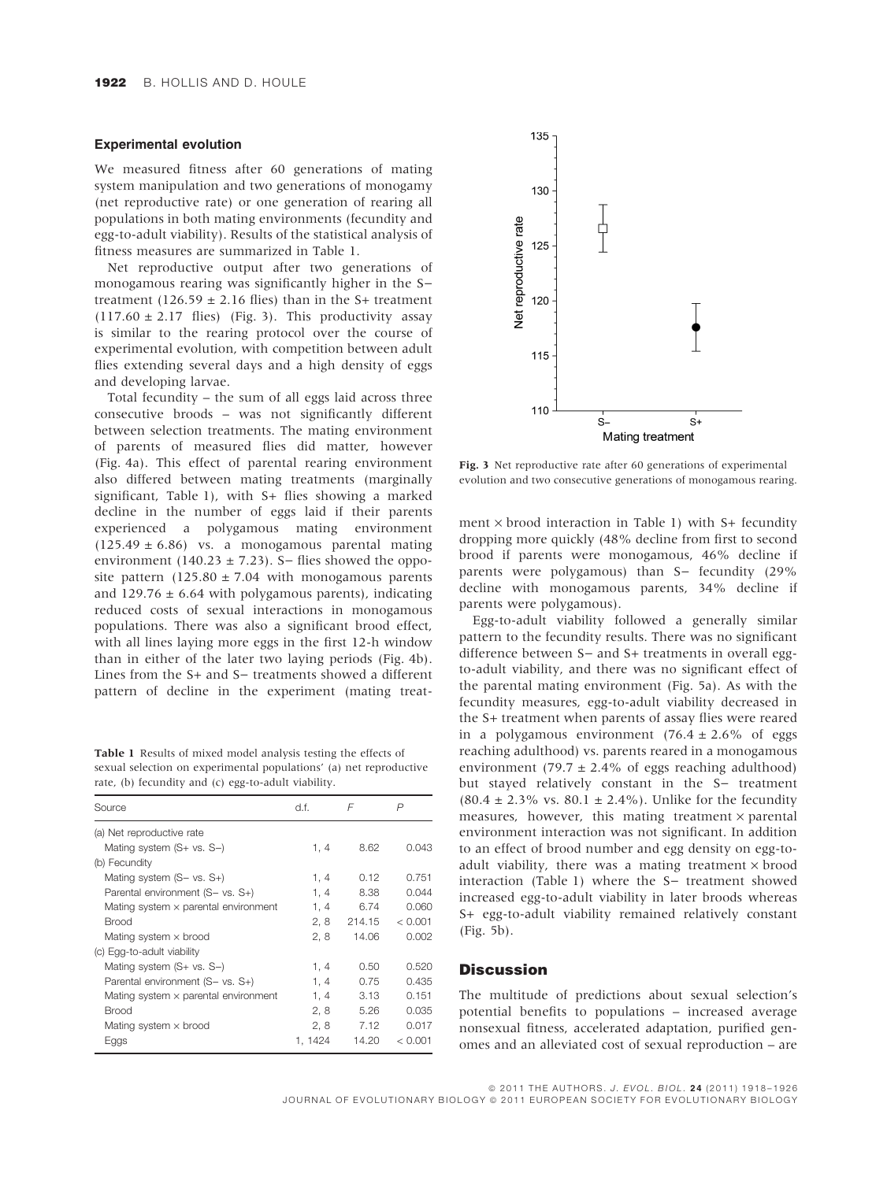### Experimental evolution

We measured fitness after 60 generations of mating system manipulation and two generations of monogamy (net reproductive rate) or one generation of rearing all populations in both mating environments (fecundity and egg-to-adult viability). Results of the statistical analysis of fitness measures are summarized in Table 1.

Net reproductive output after two generations of monogamous rearing was significantly higher in the S− treatment (126.59 ± 2.16 flies) than in the S+ treatment (117.60 ± 2.17 flies) (Fig. 3). This productivity assay is similar to the rearing protocol over the course of experimental evolution, with competition between adult flies extending several days and a high density of eggs and developing larvae.

Total fecundity – the sum of all eggs laid across three consecutive broods – was not significantly different between selection treatments. The mating environment of parents of measured flies did matter, however (Fig. 4a). This effect of parental rearing environment also differed between mating treatments (marginally significant, Table 1), with S+ flies showing a marked decline in the number of eggs laid if their parents experienced a polygamous mating environment (125.49 ± 6.86) vs. a monogamous parental mating environment (140.23 ± 7.23). S− flies showed the opposite pattern (125.80 ± 7.04 with monogamous parents and 129.76 ± 6.64 with polygamous parents), indicating reduced costs of sexual interactions in monogamous populations. There was also a significant brood effect, with all lines laying more eggs in the first 12-h window than in either of the later two laying periods (Fig. 4b). Lines from the S+ and S− treatments showed a different pattern of decline in the experiment (mating treatment × brood interaction in Table 1) with S+ fecundity dropping more quickly (48% decline from first to second brood if parents were monogamous, 46% decline if parents were polygamous) than S− fecundity (29% decline with monogamous parents, 34% decline if parents were polygamous).

**Table 1** Results of mixed model analysis testing the effects of sexual selection on experimental populations' (a) net reproductive rate, (b) fecundity and (c) egg-to-adult viability.

| Source | d.f. | F | P |
|---|---|---|---|
| (a) Net reproductive rate | | | |
| Mating system (S+ vs. S−) | 1, 4 | 8.62 | 0.043 |
| (b) Fecundity | | | |
| Mating system (S− vs. S+) | 1, 4 | 0.12 | 0.751 |
| Parental environment (S− vs. S+) | 1, 4 | 8.38 | 0.044 |
| Mating system × parental environment | 1, 4 | 6.74 | 0.060 |
| Brood | 2, 8 | 214.15 | < 0.001 |
| Mating system × brood | 2, 8 | 14.06 | 0.002 |
| (c) Egg-to-adult viability | | | |
| Mating system (S+ vs. S−) | 1, 4 | 0.50 | 0.520 |
| Parental environment (S− vs. S+) | 1, 4 | 0.75 | 0.435 |
| Mating system × parental environment | 1, 4 | 3.13 | 0.151 |
| Brood | 2, 8 | 5.26 | 0.035 |
| Mating system × brood | 2, 8 | 7.12 | 0.017 |
| Eggs | 1, 1424 | 14.20 | < 0.001 |

**Fig. 3** Net reproductive rate after 60 generations of experimental evolution and two consecutive generations of monogamous rearing.

Egg-to-adult viability followed a generally similar pattern to the fecundity results. There was no significant difference between S− and S+ treatments in overall egg-to-adult viability, and there was no significant effect of the parental mating environment (Fig. 5a). As with the fecundity measures, egg-to-adult viability decreased in the S+ treatment when parents of assay flies were reared in a polygamous environment (76.4 ± 2.6% of eggs reaching adulthood) vs. parents reared in a monogamous environment (79.7 ± 2.4% of eggs reaching adulthood) but stayed relatively constant in the S− treatment (80.4 ± 2.3% vs. 80.1 ± 2.4%). Unlike for the fecundity measures, however, this mating treatment × parental environment interaction was not significant. In addition to an effect of brood number and egg density on egg-to-adult viability, there was a mating treatment × brood interaction (Table 1) where the S− treatment showed increased egg-to-adult viability in later broods whereas S+ egg-to-adult viability remained relatively constant (Fig. 5b).

## Discussion

The multitude of predictions about sexual selection's potential benefits to populations – increased average nonsexual fitness, accelerated adaptation, purified genomes and an alleviated cost of sexual reproduction – are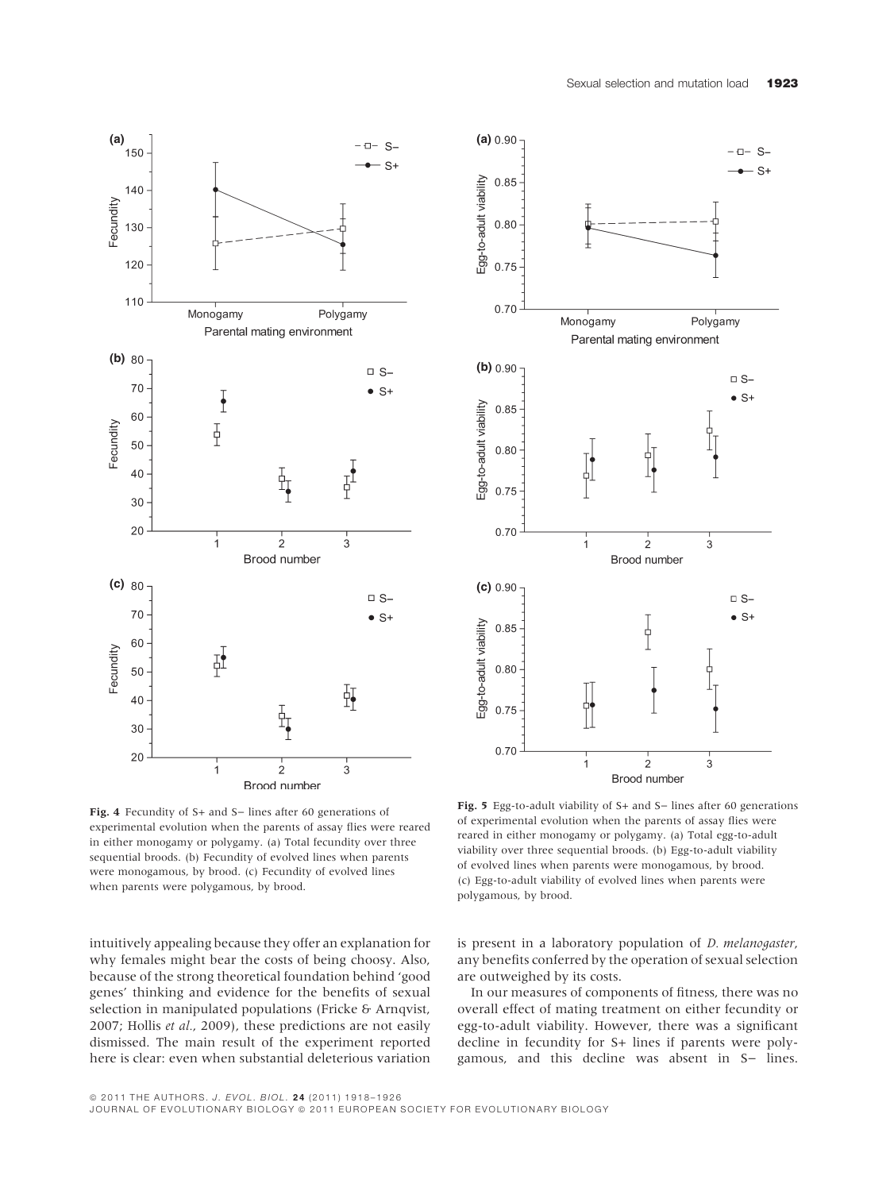**Fig. 4** Fecundity of S+ and S− lines after 60 generations of experimental evolution when the parents of assay flies were reared in either monogamy or polygamy. (a) Total fecundity over three sequential broods. (b) Fecundity of evolved lines when parents were monogamous, by brood. (c) Fecundity of evolved lines when parents were polygamous, by brood.

**Fig. 5** Egg-to-adult viability of S+ and S− lines after 60 generations of experimental evolution when the parents of assay flies were reared in either monogamy or polygamy. (a) Total egg-to-adult viability over three sequential broods. (b) Egg-to-adult viability of evolved lines when parents were monogamous, by brood. (c) Egg-to-adult viability of evolved lines when parents were polygamous, by brood.

intuitively appealing because they offer an explanation for why females might bear the costs of being choosy. Also, because of the strong theoretical foundation behind 'good genes' thinking and evidence for the benefits of sexual selection in manipulated populations (Fricke & Arnqvist, 2007; Hollis *et al.*, 2009), these predictions are not easily dismissed. The main result of the experiment reported here is clear: even when substantial deleterious variation is present in a laboratory population of *D. melanogaster*, any benefits conferred by the operation of sexual selection are outweighed by its costs.

In our measures of components of fitness, there was no overall effect of mating treatment on either fecundity or egg-to-adult viability. However, there was a significant decline in fecundity for S+ lines if parents were polygamous, and this decline was absent in S− lines.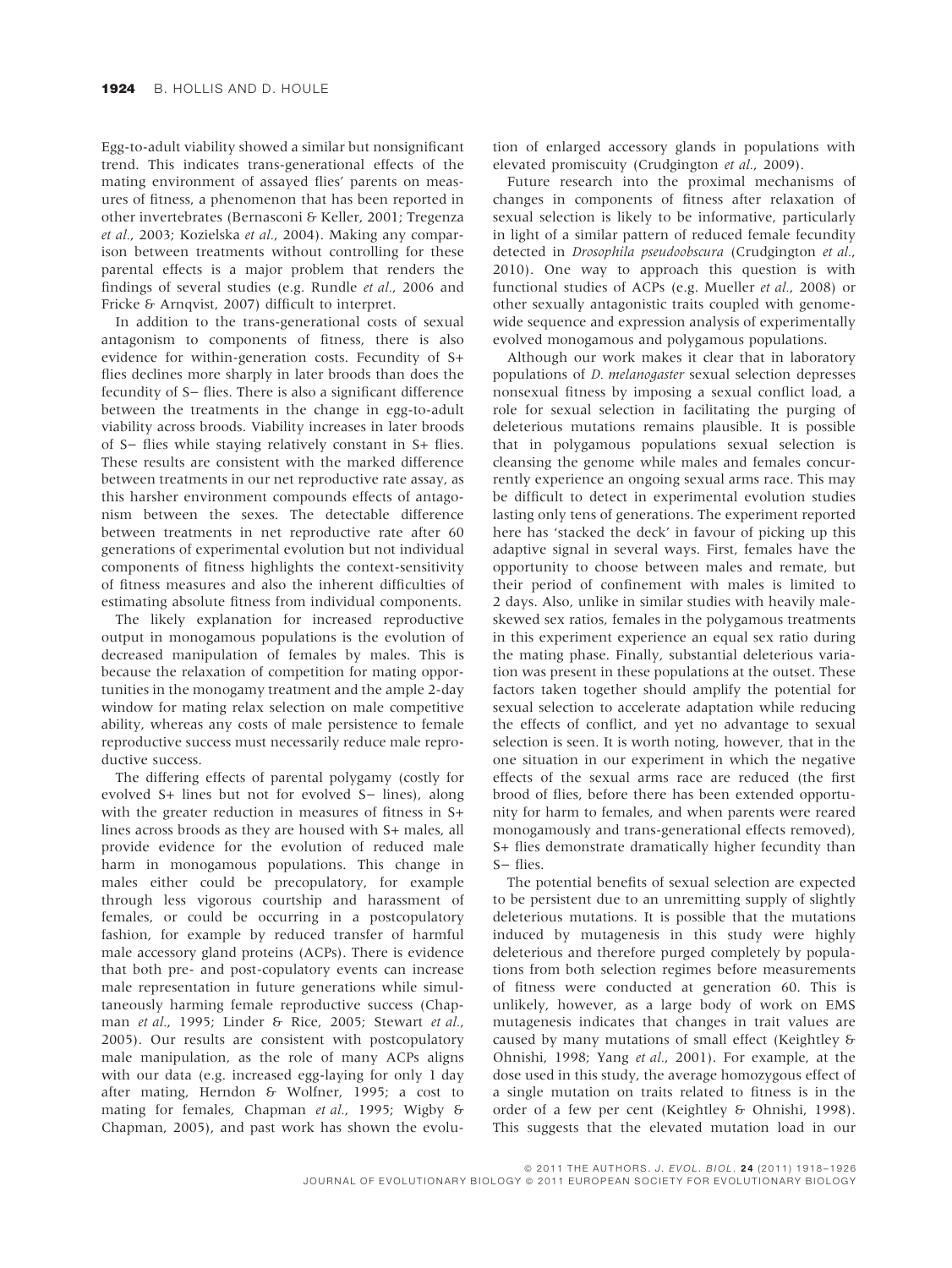Egg-to-adult viability showed a similar but nonsignificant trend. This indicates trans-generational effects of the mating environment of assayed flies' parents on measures of fitness, a phenomenon that has been reported in other invertebrates (Bernasconi & Keller, 2001; Tregenza *et al.*, 2003; Kozielska *et al.*, 2004). Making any comparison between treatments without controlling for these parental effects is a major problem that renders the findings of several studies (e.g. Rundle *et al.*, 2006 and Fricke & Arnqvist, 2007) difficult to interpret.

In addition to the trans-generational costs of sexual antagonism to components of fitness, there is also evidence for within-generation costs. Fecundity of S+ flies declines more sharply in later broods than does the fecundity of S− flies. There is also a significant difference between the treatments in the change in egg-to-adult viability across broods. Viability increases in later broods of S− flies while staying relatively constant in S+ flies. These results are consistent with the marked difference between treatments in our net reproductive rate assay, as this harsher environment compounds effects of antagonism between the sexes. The detectable difference between treatments in net reproductive rate after 60 generations of experimental evolution but not individual components of fitness highlights the context-sensitivity of fitness measures and also the inherent difficulties of estimating absolute fitness from individual components.

The likely explanation for increased reproductive output in monogamous populations is the evolution of decreased manipulation of females by males. This is because the relaxation of competition for mating opportunities in the monogamy treatment and the ample 2-day window for mating relax selection on male competitive ability, whereas any costs of male persistence to female reproductive success must necessarily reduce male reproductive success.

The differing effects of parental polygamy (costly for evolved S+ lines but not for evolved S− lines), along with the greater reduction in measures of fitness in S+ lines across broods as they are housed with S+ males, all provide evidence for the evolution of reduced male harm in monogamous populations. This change in males either could be precopulatory, for example through less vigorous courtship and harassment of females, or could be occurring in a postcopulatory fashion, for example by reduced transfer of harmful male accessory gland proteins (ACPs). There is evidence that both pre- and post-copulatory events can increase male representation in future generations while simultaneously harming female reproductive success (Chapman *et al.*, 1995; Linder & Rice, 2005; Stewart *et al.*, 2005). Our results are consistent with postcopulatory male manipulation, as the role of many ACPs aligns with our data (e.g. increased egg-laying for only 1 day after mating, Herndon & Wolfner, 1995; a cost to mating for females, Chapman *et al.*, 1995; Wigby & Chapman, 2005), and past work has shown the evolution of enlarged accessory glands in populations with elevated promiscuity (Crudgington *et al.*, 2009).

Future research into the proximal mechanisms of changes in components of fitness after relaxation of sexual selection is likely to be informative, particularly in light of a similar pattern of reduced female fecundity detected in *Drosophila pseudoobscura* (Crudgington *et al.*, 2010). One way to approach this question is with functional studies of ACPs (e.g. Mueller *et al.*, 2008) or other sexually antagonistic traits coupled with genome-wide sequence and expression analysis of experimentally evolved monogamous and polygamous populations.

Although our work makes it clear that in laboratory populations of *D. melanogaster* sexual selection depresses nonsexual fitness by imposing a sexual conflict load, a role for sexual selection in facilitating the purging of deleterious mutations remains plausible. It is possible that in polygamous populations sexual selection is cleansing the genome while males and females concurrently experience an ongoing sexual arms race. This may be difficult to detect in experimental evolution studies lasting only tens of generations. The experiment reported here has 'stacked the deck' in favour of picking up this adaptive signal in several ways. First, females have the opportunity to choose between males and remate, but their period of confinement with males is limited to 2 days. Also, unlike in similar studies with heavily male-skewed sex ratios, females in the polygamous treatments in this experiment experience an equal sex ratio during the mating phase. Finally, substantial deleterious variation was present in these populations at the outset. These factors taken together should amplify the potential for sexual selection to accelerate adaptation while reducing the effects of conflict, and yet no advantage to sexual selection is seen. It is worth noting, however, that in the one situation in our experiment in which the negative effects of the sexual arms race are reduced (the first brood of flies, before there has been extended opportunity for harm to females, and when parents were reared monogamously and trans-generational effects removed), S+ flies demonstrate dramatically higher fecundity than S− flies.

The potential benefits of sexual selection are expected to be persistent due to an unremitting supply of slightly deleterious mutations. It is possible that the mutations induced by mutagenesis in this study were highly deleterious and therefore purged completely by populations from both selection regimes before measurements of fitness were conducted at generation 60. This is unlikely, however, as a large body of work on EMS mutagenesis indicates that changes in trait values are caused by many mutations of small effect (Keightley & Ohnishi, 1998; Yang *et al.*, 2001). For example, at the dose used in this study, the average homozygous effect of a single mutation on traits related to fitness is in the order of a few per cent (Keightley & Ohnishi, 1998). This suggests that the elevated mutation load in our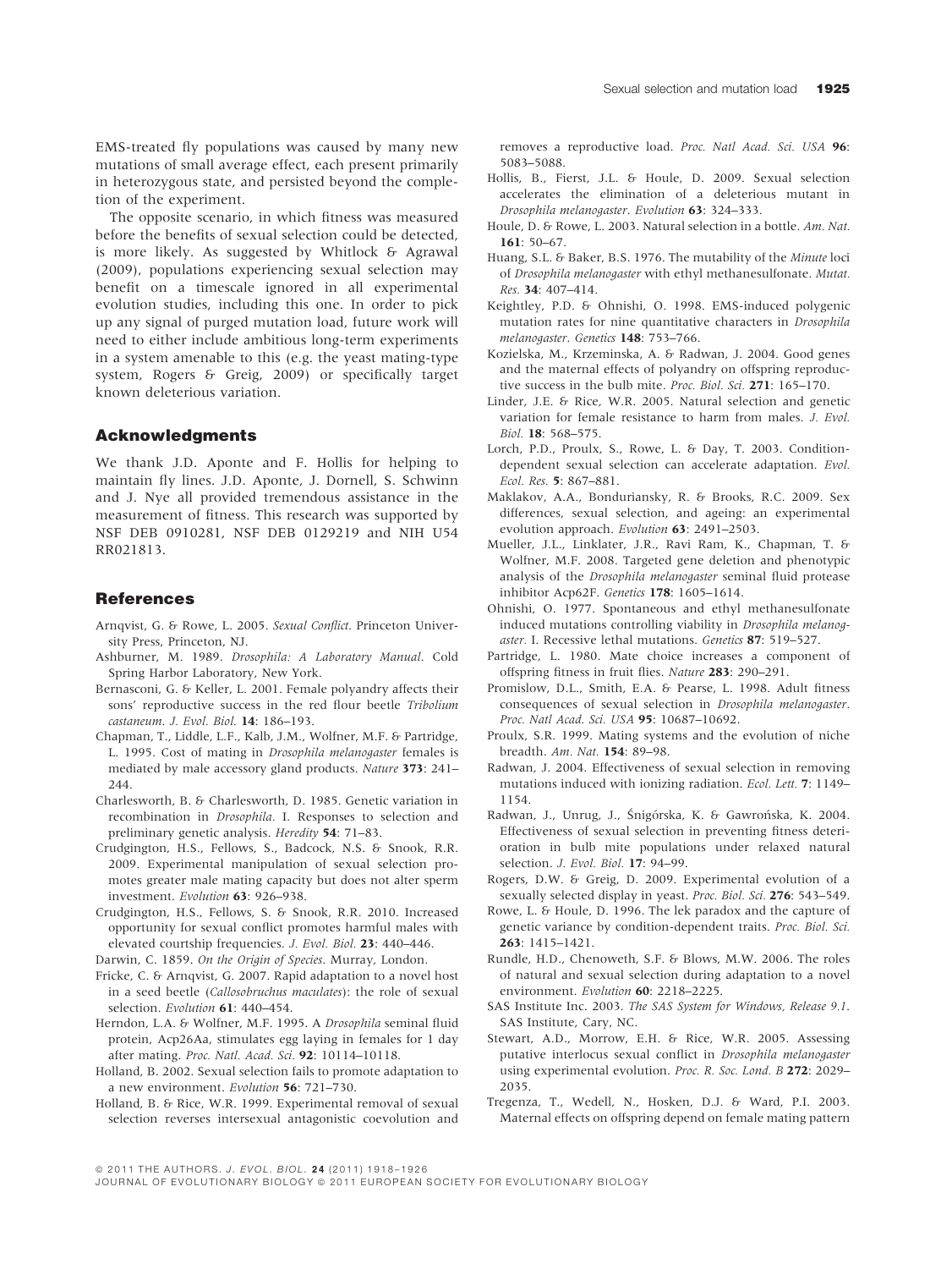EMS-treated fly populations was caused by many new mutations of small average effect, each present primarily in heterozygous state, and persisted beyond the completion of the experiment.

The opposite scenario, in which fitness was measured before the benefits of sexual selection could be detected, is more likely. As suggested by Whitlock & Agrawal (2009), populations experiencing sexual selection may benefit on a timescale ignored in all experimental evolution studies, including this one. In order to pick up any signal of purged mutation load, future work will need to either include ambitious long-term experiments in a system amenable to this (e.g. the yeast mating-type system, Rogers & Greig, 2009) or specifically target known deleterious variation.

## Acknowledgments

We thank J.D. Aponte and F. Hollis for helping to maintain fly lines. J.D. Aponte, J. Dornell, S. Schwinn and J. Nye all provided tremendous assistance in the measurement of fitness. This research was supported by NSF DEB 0910281, NSF DEB 0129219 and NIH U54 RR021813.

## References

Arnqvist, G. & Rowe, L. 2005. *Sexual Conflict*. Princeton University Press, Princeton, NJ.

Ashburner, M. 1989. *Drosophila: A Laboratory Manual*. Cold Spring Harbor Laboratory, New York.

Bernasconi, G. & Keller, L. 2001. Female polyandry affects their sons' reproductive success in the red flour beetle *Tribolium castaneum*. *J. Evol. Biol.* **14**: 186–193.

Chapman, T., Liddle, L.F., Kalb, J.M., Wolfner, M.F. & Partridge, L. 1995. Cost of mating in *Drosophila melanogaster* females is mediated by male accessory gland products. *Nature* **373**: 241–244.

Charlesworth, B. & Charlesworth, D. 1985. Genetic variation in recombination in *Drosophila*. I. Responses to selection and preliminary genetic analysis. *Heredity* **54**: 71–83.

Crudgington, H.S., Fellows, S., Badcock, N.S. & Snook, R.R. 2009. Experimental manipulation of sexual selection promotes greater male mating capacity but does not alter sperm investment. *Evolution* **63**: 926–938.

Crudgington, H.S., Fellows, S. & Snook, R.R. 2010. Increased opportunity for sexual conflict promotes harmful males with elevated courtship frequencies. *J. Evol. Biol.* **23**: 440–446.

Darwin, C. 1859. *On the Origin of Species*. Murray, London.

Fricke, C. & Arnqvist, G. 2007. Rapid adaptation to a novel host in a seed beetle (*Callosobruchus maculates*): the role of sexual selection. *Evolution* **61**: 440–454.

Herndon, L.A. & Wolfner, M.F. 1995. A *Drosophila* seminal fluid protein, Acp26Aa, stimulates egg laying in females for 1 day after mating. *Proc. Natl. Acad. Sci.* **92**: 10114–10118.

Holland, B. 2002. Sexual selection fails to promote adaptation to a new environment. *Evolution* **56**: 721–730.

Holland, B. & Rice, W.R. 1999. Experimental removal of sexual selection reverses intersexual antagonistic coevolution and removes a reproductive load. *Proc. Natl Acad. Sci. USA* **96**: 5083–5088.

Hollis, B., Fierst, J.L. & Houle, D. 2009. Sexual selection accelerates the elimination of a deleterious mutant in *Drosophila melanogaster*. *Evolution* **63**: 324–333.

Houle, D. & Rowe, L. 2003. Natural selection in a bottle. *Am. Nat.* **161**: 50–67.

Huang, S.L. & Baker, B.S. 1976. The mutability of the *Minute* loci of *Drosophila melanogaster* with ethyl methanesulfonate. *Mutat. Res.* **34**: 407–414.

Keightley, P.D. & Ohnishi, O. 1998. EMS-induced polygenic mutation rates for nine quantitative characters in *Drosophila melanogaster*. *Genetics* **148**: 753–766.

Kozielska, M., Krzeminska, A. & Radwan, J. 2004. Good genes and the maternal effects of polyandry on offspring reproductive success in the bulb mite. *Proc. Biol. Sci.* **271**: 165–170.

Linder, J.E. & Rice, W.R. 2005. Natural selection and genetic variation for female resistance to harm from males. *J. Evol. Biol.* **18**: 568–575.

Lorch, P.D., Proulx, S., Rowe, L. & Day, T. 2003. Condition-dependent sexual selection can accelerate adaptation. *Evol. Ecol. Res.* **5**: 867–881.

Maklakov, A.A., Bonduriansky, R. & Brooks, R.C. 2009. Sex differences, sexual selection, and ageing: an experimental evolution approach. *Evolution* **63**: 2491–2503.

Mueller, J.L., Linklater, J.R., Ravi Ram, K., Chapman, T. & Wolfner, M.F. 2008. Targeted gene deletion and phenotypic analysis of the *Drosophila melanogaster* seminal fluid protease inhibitor Acp62F. *Genetics* **178**: 1605–1614.

Ohnishi, O. 1977. Spontaneous and ethyl methanesulfonate induced mutations controlling viability in *Drosophila melanogaster*. I. Recessive lethal mutations. *Genetics* **87**: 519–527.

Partridge, L. 1980. Mate choice increases a component of offspring fitness in fruit flies. *Nature* **283**: 290–291.

Promislow, D.L., Smith, E.A. & Pearse, L. 1998. Adult fitness consequences of sexual selection in *Drosophila melanogaster*. *Proc. Natl Acad. Sci. USA* **95**: 10687–10692.

Proulx, S.R. 1999. Mating systems and the evolution of niche breadth. *Am. Nat.* **154**: 89–98.

Radwan, J. 2004. Effectiveness of sexual selection in removing mutations induced with ionizing radiation. *Ecol. Lett.* **7**: 1149–1154.

Radwan, J., Unrug, J., Śnigórska, K. & Gawrońska, K. 2004. Effectiveness of sexual selection in preventing fitness deterioration in bulb mite populations under relaxed natural selection. *J. Evol. Biol.* **17**: 94–99.

Rogers, D.W. & Greig, D. 2009. Experimental evolution of a sexually selected display in yeast. *Proc. Biol. Sci.* **276**: 543–549.

Rowe, L. & Houle, D. 1996. The lek paradox and the capture of genetic variance by condition-dependent traits. *Proc. Biol. Sci.* **263**: 1415–1421.

Rundle, H.D., Chenoweth, S.F. & Blows, M.W. 2006. The roles of natural and sexual selection during adaptation to a novel environment. *Evolution* **60**: 2218–2225.

SAS Institute Inc. 2003. *The SAS System for Windows, Release 9.1*. SAS Institute, Cary, NC.

Stewart, A.D., Morrow, E.H. & Rice, W.R. 2005. Assessing putative interlocus sexual conflict in *Drosophila melanogaster* using experimental evolution. *Proc. R. Soc. Lond. B* **272**: 2029–2035.

Tregenza, T., Wedell, N., Hosken, D.J. & Ward, P.I. 2003. Maternal effects on offspring depend on female mating pattern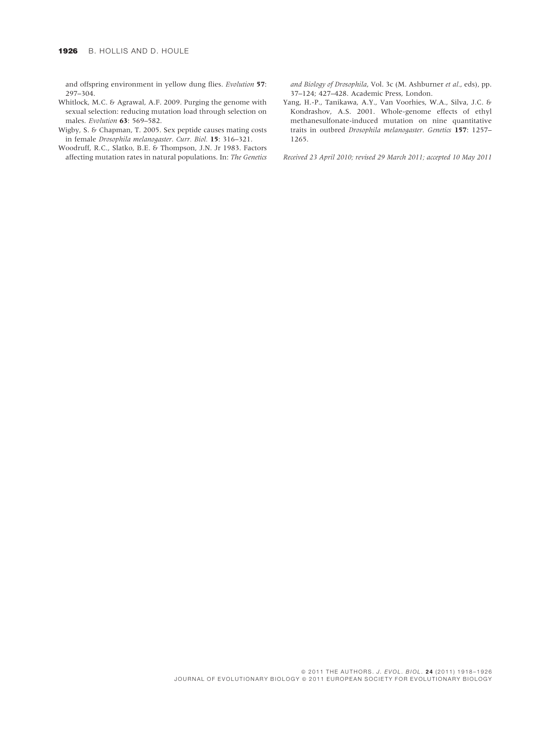and offspring environment in yellow dung flies. *Evolution* **57**: 297–304.

Whitlock, M.C. & Agrawal, A.F. 2009. Purging the genome with sexual selection: reducing mutation load through selection on males. *Evolution* **63**: 569–582.

Wigby, S. & Chapman, T. 2005. Sex peptide causes mating costs in female *Drosophila melanogaster*. *Curr. Biol.* **15**: 316–321.

Woodruff, R.C., Slatko, B.E. & Thompson, J.N. Jr 1983. Factors affecting mutation rates in natural populations. In: *The Genetics and Biology of Drosophila*, Vol. 3c (M. Ashburner *et al.*, eds), pp. 37–124; 427–428. Academic Press, London.

Yang, H.-P., Tanikawa, A.Y., Van Voorhies, W.A., Silva, J.C. & Kondrashov, A.S. 2001. Whole-genome effects of ethyl methanesulfonate-induced mutation on nine quantitative traits in outbred *Drosophila melanogaster*. *Genetics* **157**: 1257–1265.

*Received 23 April 2010; revised 29 March 2011; accepted 10 May 2011*